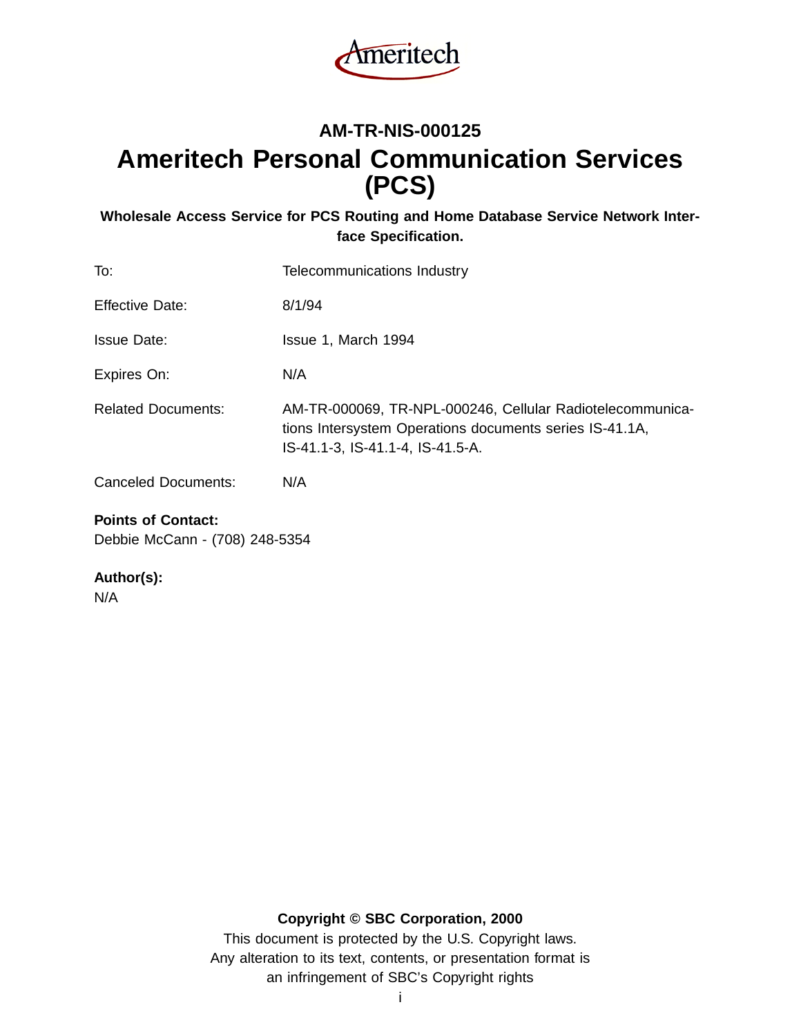Ameritech

## AM-TR-NIS-000125

# Ameritech Personal Communication Services (PCS)

**Wholesale Access Service for PCS Routing and Home Database Service Network Interface Specification.**

| | |
|---|---|
| To: | Telecommunications Industry |
| Effective Date: | 8/1/94 |
| Issue Date: | Issue 1, March 1994 |
| Expires On: | N/A |
| Related Documents: | AM-TR-000069, TR-NPL-000246, Cellular Radiotelecommunications Intersystem Operations documents series IS-41.1A, IS-41.1-3, IS-41.1-4, IS-41.5-A. |
| Canceled Documents: | N/A |

**Points of Contact:**
Debbie McCann - (708) 248-5354

**Author(s):**
N/A

**Copyright © SBC Corporation, 2000**
This document is protected by the U.S. Copyright laws.
Any alteration to its text, contents, or presentation format is
an infringement of SBC's Copyright rights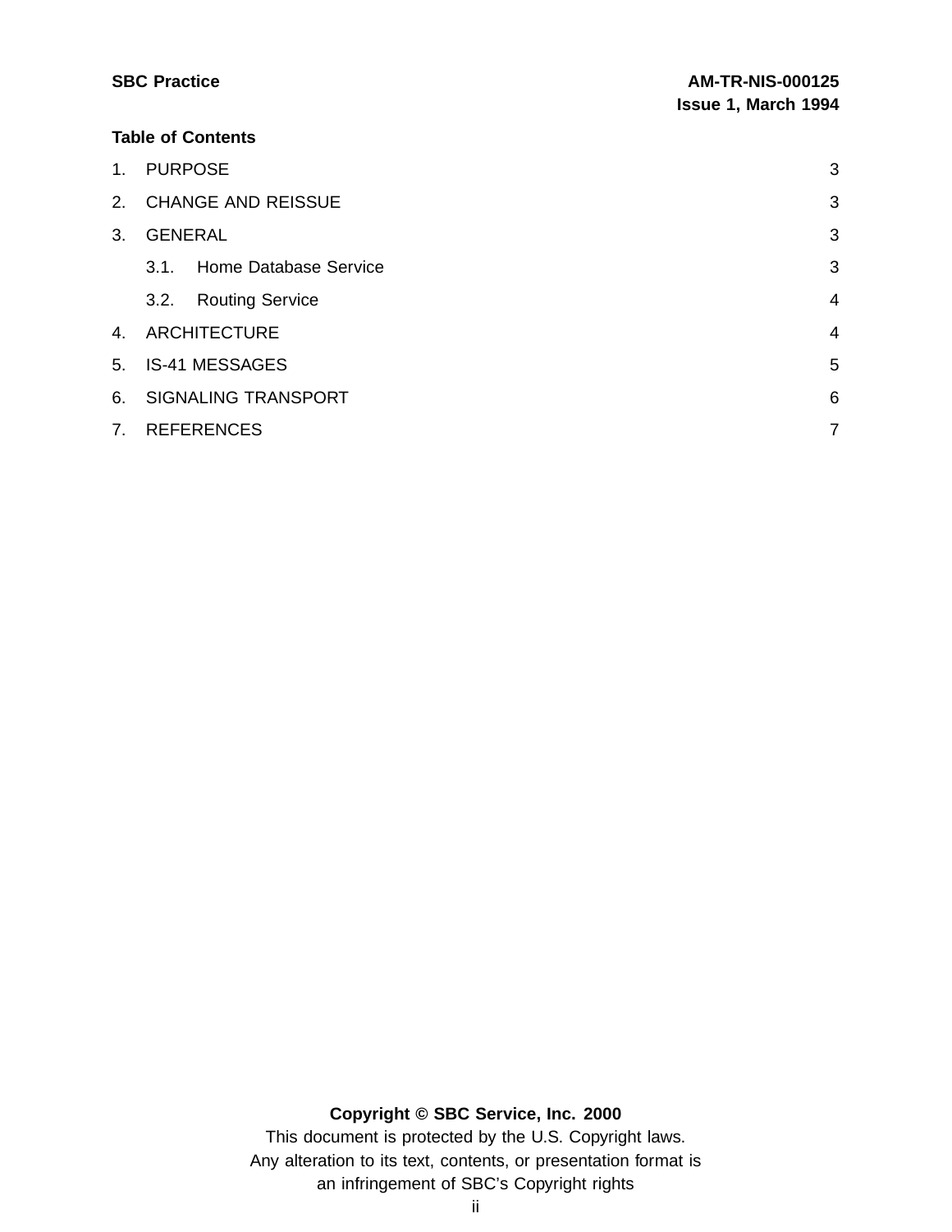## Table of Contents

1. PURPOSE 3
2. CHANGE AND REISSUE 3
3. GENERAL 3
    - 3.1. Home Database Service 3
    - 3.2. Routing Service 4
4. ARCHITECTURE 4
5. IS-41 MESSAGES 5
6. SIGNALING TRANSPORT 6
7. REFERENCES 7

**Copyright © SBC Service, Inc. 2000**

This document is protected by the U.S. Copyright laws.
Any alteration to its text, contents, or presentation format is
an infringement of SBC's Copyright rights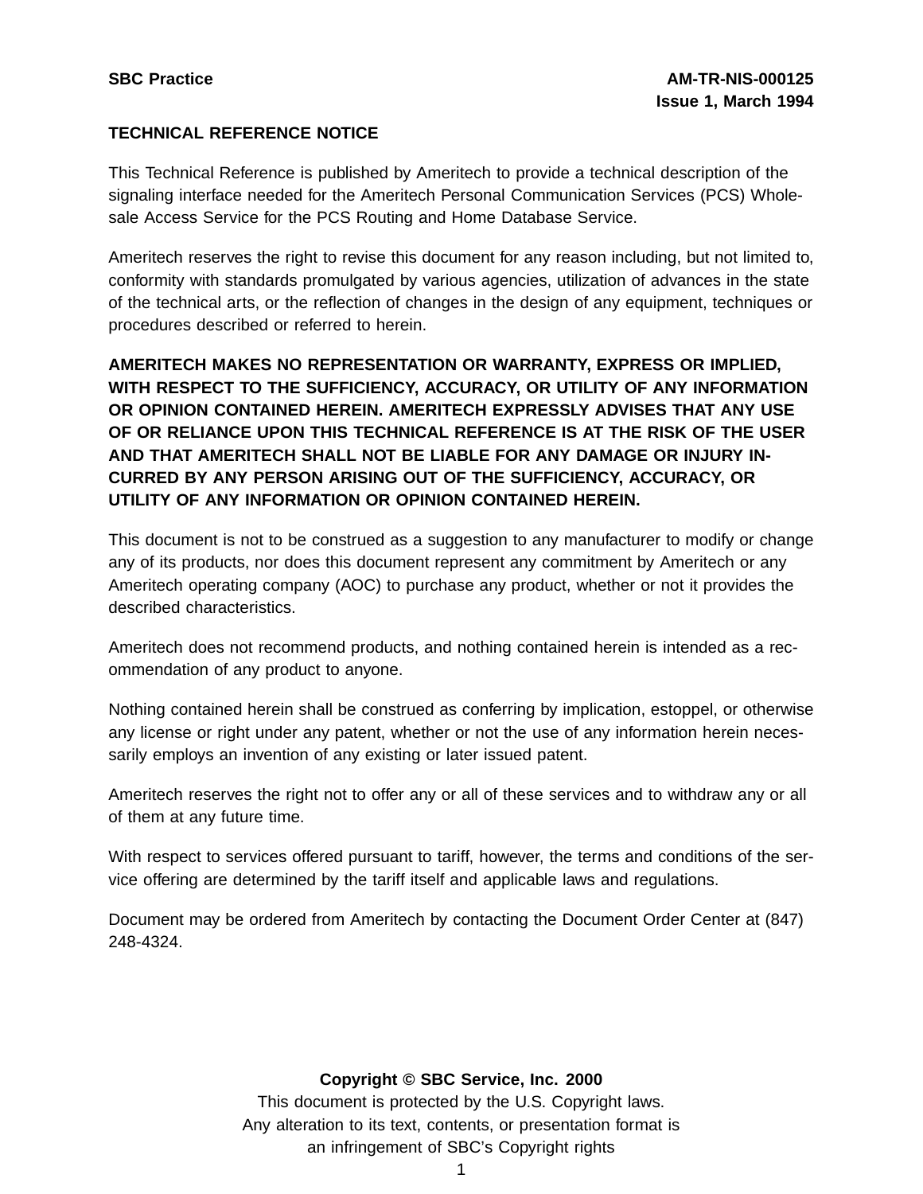**SBC Practice** **AM-TR-NIS-000125**
**Issue 1, March 1994**

**TECHNICAL REFERENCE NOTICE**

This Technical Reference is published by Ameritech to provide a technical description of the signaling interface needed for the Ameritech Personal Communication Services (PCS) Wholesale Access Service for the PCS Routing and Home Database Service.

Ameritech reserves the right to revise this document for any reason including, but not limited to, conformity with standards promulgated by various agencies, utilization of advances in the state of the technical arts, or the reflection of changes in the design of any equipment, techniques or procedures described or referred to herein.

**AMERITECH MAKES NO REPRESENTATION OR WARRANTY, EXPRESS OR IMPLIED, WITH RESPECT TO THE SUFFICIENCY, ACCURACY, OR UTILITY OF ANY INFORMATION OR OPINION CONTAINED HEREIN. AMERITECH EXPRESSLY ADVISES THAT ANY USE OF OR RELIANCE UPON THIS TECHNICAL REFERENCE IS AT THE RISK OF THE USER AND THAT AMERITECH SHALL NOT BE LIABLE FOR ANY DAMAGE OR INJURY INCURRED BY ANY PERSON ARISING OUT OF THE SUFFICIENCY, ACCURACY, OR UTILITY OF ANY INFORMATION OR OPINION CONTAINED HEREIN.**

This document is not to be construed as a suggestion to any manufacturer to modify or change any of its products, nor does this document represent any commitment by Ameritech or any Ameritech operating company (AOC) to purchase any product, whether or not it provides the described characteristics.

Ameritech does not recommend products, and nothing contained herein is intended as a recommendation of any product to anyone.

Nothing contained herein shall be construed as conferring by implication, estoppel, or otherwise any license or right under any patent, whether or not the use of any information herein necessarily employs an invention of any existing or later issued patent.

Ameritech reserves the right not to offer any or all of these services and to withdraw any or all of them at any future time.

With respect to services offered pursuant to tariff, however, the terms and conditions of the service offering are determined by the tariff itself and applicable laws and regulations.

Document may be ordered from Ameritech by contacting the Document Order Center at (847) 248-4324.

**Copyright © SBC Service, Inc. 2000**
This document is protected by the U.S. Copyright laws.
Any alteration to its text, contents, or presentation format is
an infringement of SBC's Copyright rights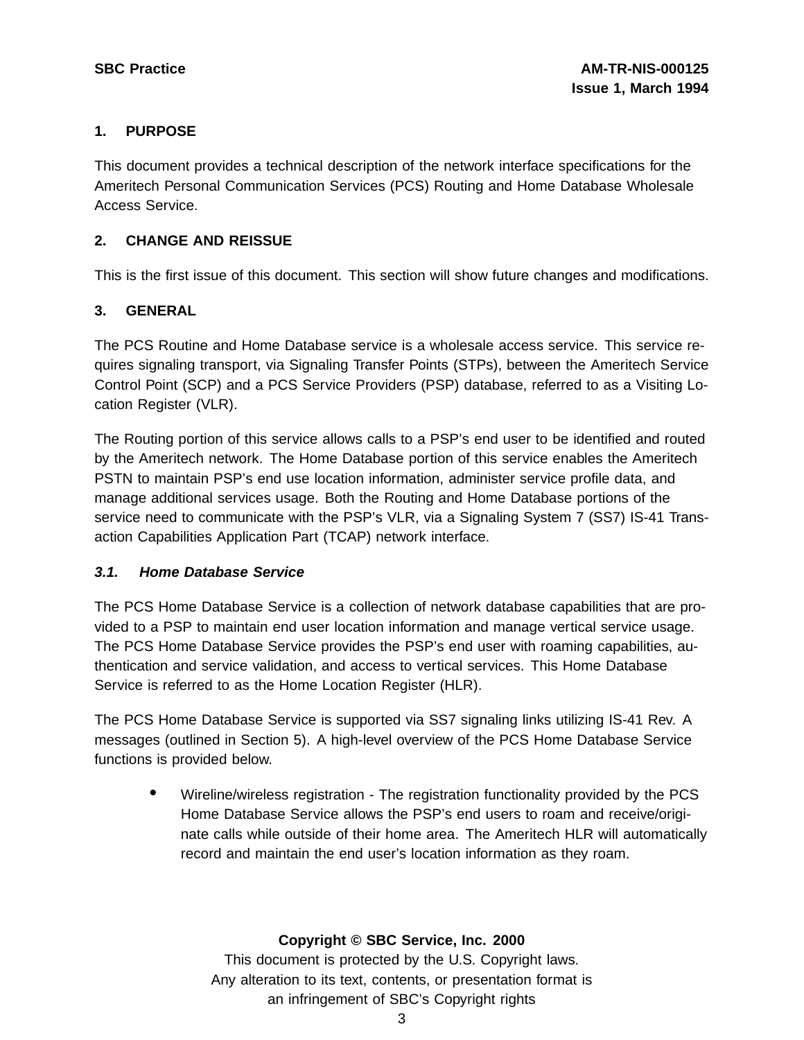## 1. PURPOSE

This document provides a technical description of the network interface specifications for the Ameritech Personal Communication Services (PCS) Routing and Home Database Wholesale Access Service.

## 2. CHANGE AND REISSUE

This is the first issue of this document. This section will show future changes and modifications.

## 3. GENERAL

The PCS Routine and Home Database service is a wholesale access service. This service requires signaling transport, via Signaling Transfer Points (STPs), between the Ameritech Service Control Point (SCP) and a PCS Service Providers (PSP) database, referred to as a Visiting Location Register (VLR).

The Routing portion of this service allows calls to a PSP's end user to be identified and routed by the Ameritech network. The Home Database portion of this service enables the Ameritech PSTN to maintain PSP's end use location information, administer service profile data, and manage additional services usage. Both the Routing and Home Database portions of the service need to communicate with the PSP's VLR, via a Signaling System 7 (SS7) IS-41 Transaction Capabilities Application Part (TCAP) network interface.

### *3.1. Home Database Service*

The PCS Home Database Service is a collection of network database capabilities that are provided to a PSP to maintain end user location information and manage vertical service usage. The PCS Home Database Service provides the PSP's end user with roaming capabilities, authentication and service validation, and access to vertical services. This Home Database Service is referred to as the Home Location Register (HLR).

The PCS Home Database Service is supported via SS7 signaling links utilizing IS-41 Rev. A messages (outlined in Section 5). A high-level overview of the PCS Home Database Service functions is provided below.

- Wireline/wireless registration - The registration functionality provided by the PCS Home Database Service allows the PSP's end users to roam and receive/originate calls while outside of their home area. The Ameritech HLR will automatically record and maintain the end user's location information as they roam.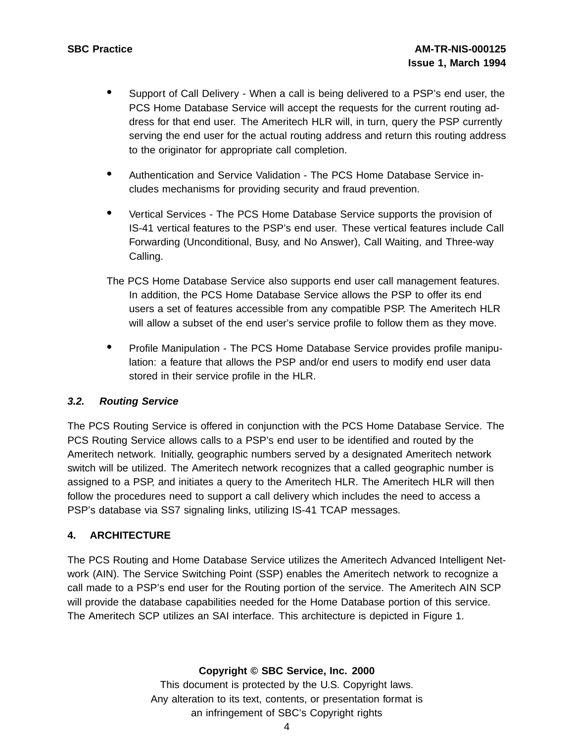- Support of Call Delivery - When a call is being delivered to a PSP's end user, the PCS Home Database Service will accept the requests for the current routing address for that end user. The Ameritech HLR will, in turn, query the PSP currently serving the end user for the actual routing address and return this routing address to the originator for appropriate call completion.
- Authentication and Service Validation - The PCS Home Database Service includes mechanisms for providing security and fraud prevention.
- Vertical Services - The PCS Home Database Service supports the provision of IS-41 vertical features to the PSP's end user. These vertical features include Call Forwarding (Unconditional, Busy, and No Answer), Call Waiting, and Three-way Calling.

The PCS Home Database Service also supports end user call management features. In addition, the PCS Home Database Service allows the PSP to offer its end users a set of features accessible from any compatible PSP. The Ameritech HLR will allow a subset of the end user's service profile to follow them as they move.

- Profile Manipulation - The PCS Home Database Service provides profile manipulation: a feature that allows the PSP and/or end users to modify end user data stored in their service profile in the HLR.

### *3.2. Routing Service*

The PCS Routing Service is offered in conjunction with the PCS Home Database Service. The PCS Routing Service allows calls to a PSP's end user to be identified and routed by the Ameritech network. Initially, geographic numbers served by a designated Ameritech network switch will be utilized. The Ameritech network recognizes that a called geographic number is assigned to a PSP, and initiates a query to the Ameritech HLR. The Ameritech HLR will then follow the procedures need to support a call delivery which includes the need to access a PSP's database via SS7 signaling links, utilizing IS-41 TCAP messages.

## 4. ARCHITECTURE

The PCS Routing and Home Database Service utilizes the Ameritech Advanced Intelligent Network (AIN). The Service Switching Point (SSP) enables the Ameritech network to recognize a call made to a PSP's end user for the Routing portion of the service. The Ameritech AIN SCP will provide the database capabilities needed for the Home Database portion of this service. The Ameritech SCP utilizes an SAI interface. This architecture is depicted in Figure 1.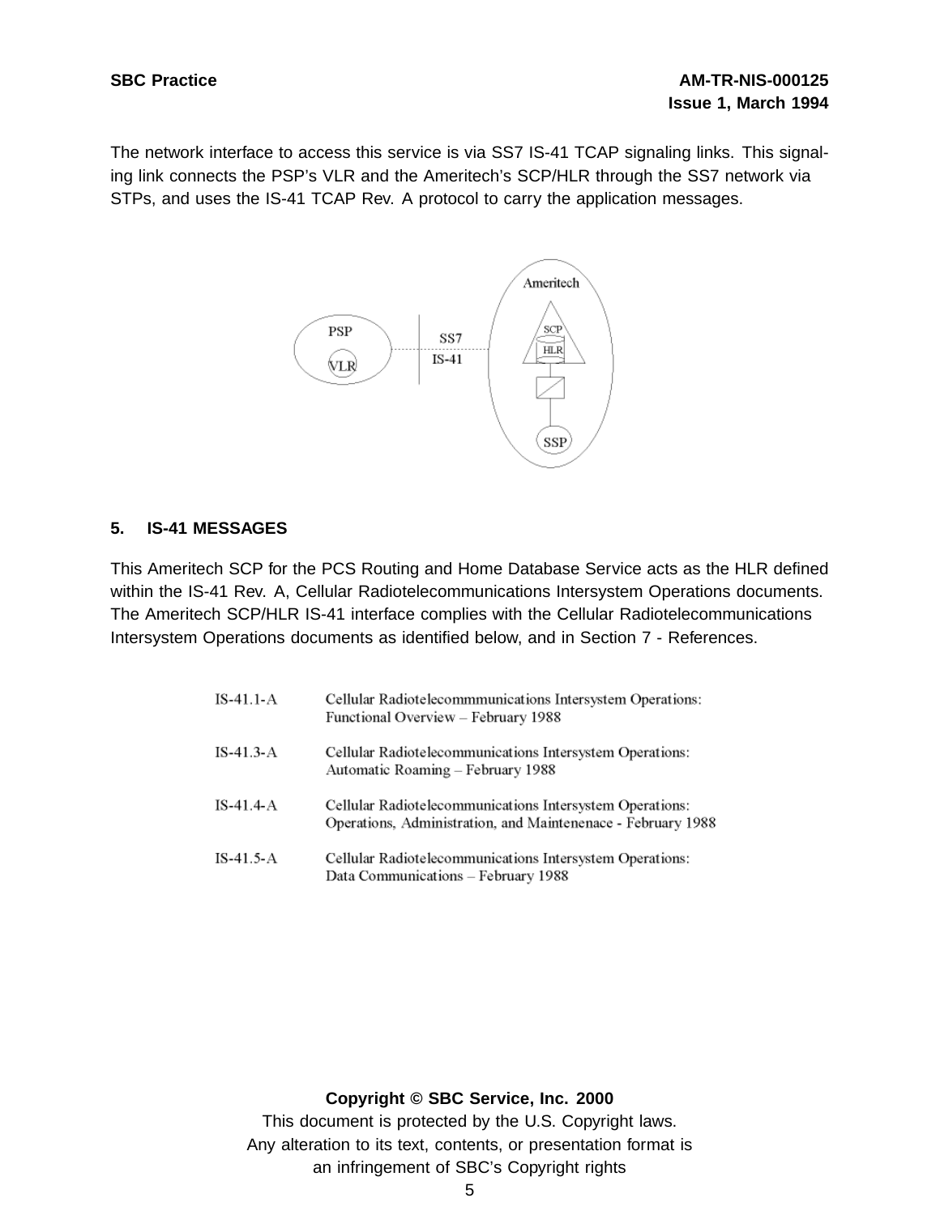The network interface to access this service is via SS7 IS-41 TCAP signaling links. This signaling link connects the PSP's VLR and the Ameritech's SCP/HLR through the SS7 network via STPs, and uses the IS-41 TCAP Rev. A protocol to carry the application messages.

## 5. IS-41 MESSAGES

This Ameritech SCP for the PCS Routing and Home Database Service acts as the HLR defined within the IS-41 Rev. A, Cellular Radiotelecommunications Intersystem Operations documents. The Ameritech SCP/HLR IS-41 interface complies with the Cellular Radiotelecommunications Intersystem Operations documents as identified below, and in Section 7 - References.

| | |
|---|---|
| IS-41.1-A | Cellular Radiotelecommmunications Intersystem Operations: Functional Overview – February 1988 |
| IS-41.3-A | Cellular Radiotelecommunications Intersystem Operations: Automatic Roaming – February 1988 |
| IS-41.4-A | Cellular Radiotelecommunications Intersystem Operations: Operations, Administration, and Maintenenace - February 1988 |
| IS-41.5-A | Cellular Radiotelecommunications Intersystem Operations: Data Communications – February 1988 |

**Copyright © SBC Service, Inc. 2000**

This document is protected by the U.S. Copyright laws.

Any alteration to its text, contents, or presentation format is an infringement of SBC's Copyright rights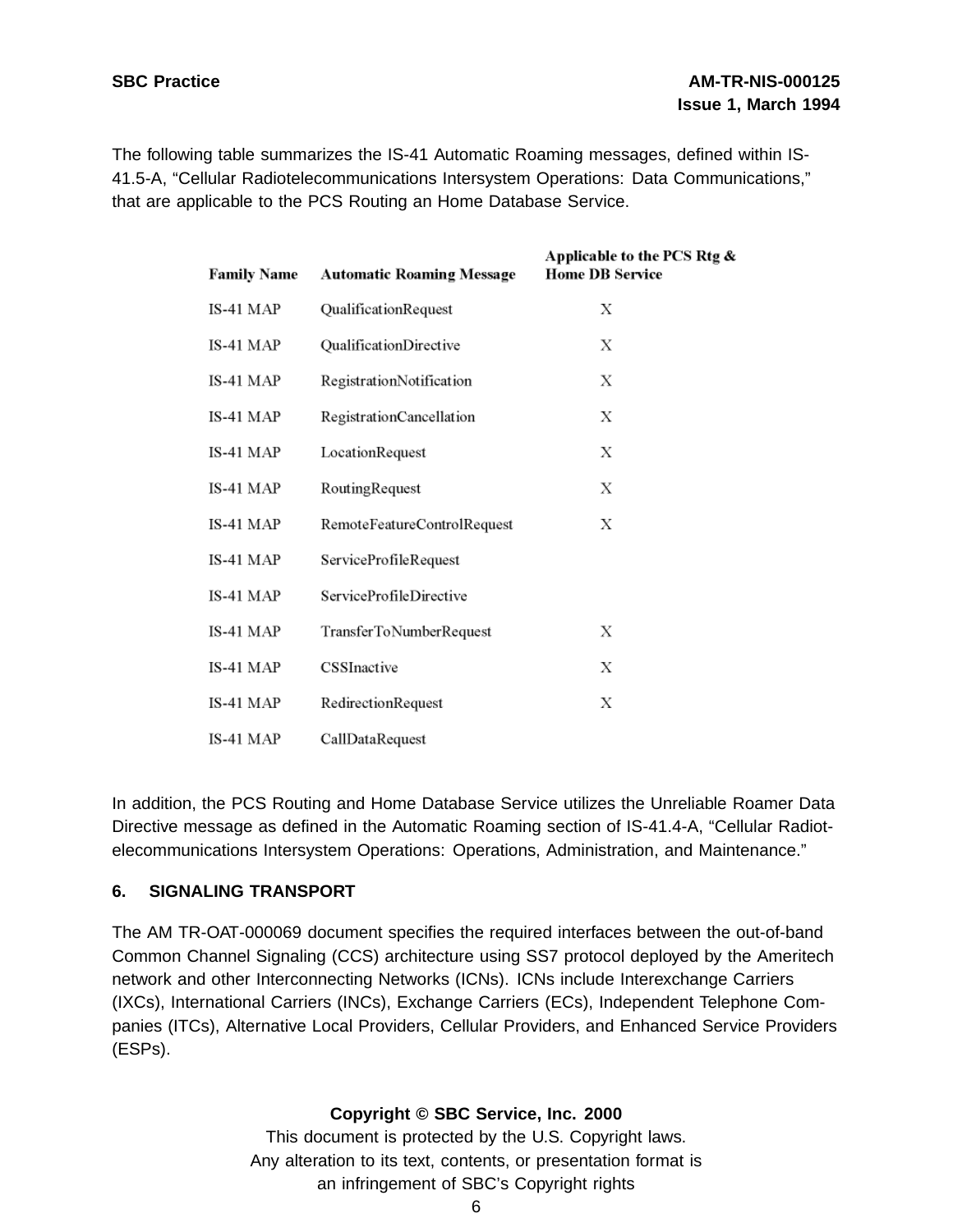The following table summarizes the IS-41 Automatic Roaming messages, defined within IS-41.5-A, “Cellular Radiotelecommunications Intersystem Operations: Data Communications,” that are applicable to the PCS Routing an Home Database Service.

| Family Name | Automatic Roaming Message | Applicable to the PCS Rtg & Home DB Service |
|---|---|---|
| IS-41 MAP | QualificationRequest | X |
| IS-41 MAP | QualificationDirective | X |
| IS-41 MAP | RegistrationNotification | X |
| IS-41 MAP | RegistrationCancellation | X |
| IS-41 MAP | LocationRequest | X |
| IS-41 MAP | RoutingRequest | X |
| IS-41 MAP | RemoteFeatureControlRequest | X |
| IS-41 MAP | ServiceProfileRequest | |
| IS-41 MAP | ServiceProfileDirective | |
| IS-41 MAP | TransferToNumberRequest | X |
| IS-41 MAP | CSSInactive | X |
| IS-41 MAP | RedirectionRequest | X |
| IS-41 MAP | CallDataRequest | |

In addition, the PCS Routing and Home Database Service utilizes the Unreliable Roamer Data Directive message as defined in the Automatic Roaming section of IS-41.4-A, “Cellular Radiotelecommunications Intersystem Operations: Operations, Administration, and Maintenance.”

## 6. SIGNALING TRANSPORT

The AM TR-OAT-000069 document specifies the required interfaces between the out-of-band Common Channel Signaling (CCS) architecture using SS7 protocol deployed by the Ameritech network and other Interconnecting Networks (ICNs). ICNs include Interexchange Carriers (IXCs), International Carriers (INCs), Exchange Carriers (ECs), Independent Telephone Companies (ITCs), Alternative Local Providers, Cellular Providers, and Enhanced Service Providers (ESPs).

**Copyright © SBC Service, Inc. 2000**

This document is protected by the U.S. Copyright laws.
Any alteration to its text, contents, or presentation format is
an infringement of SBC's Copyright rights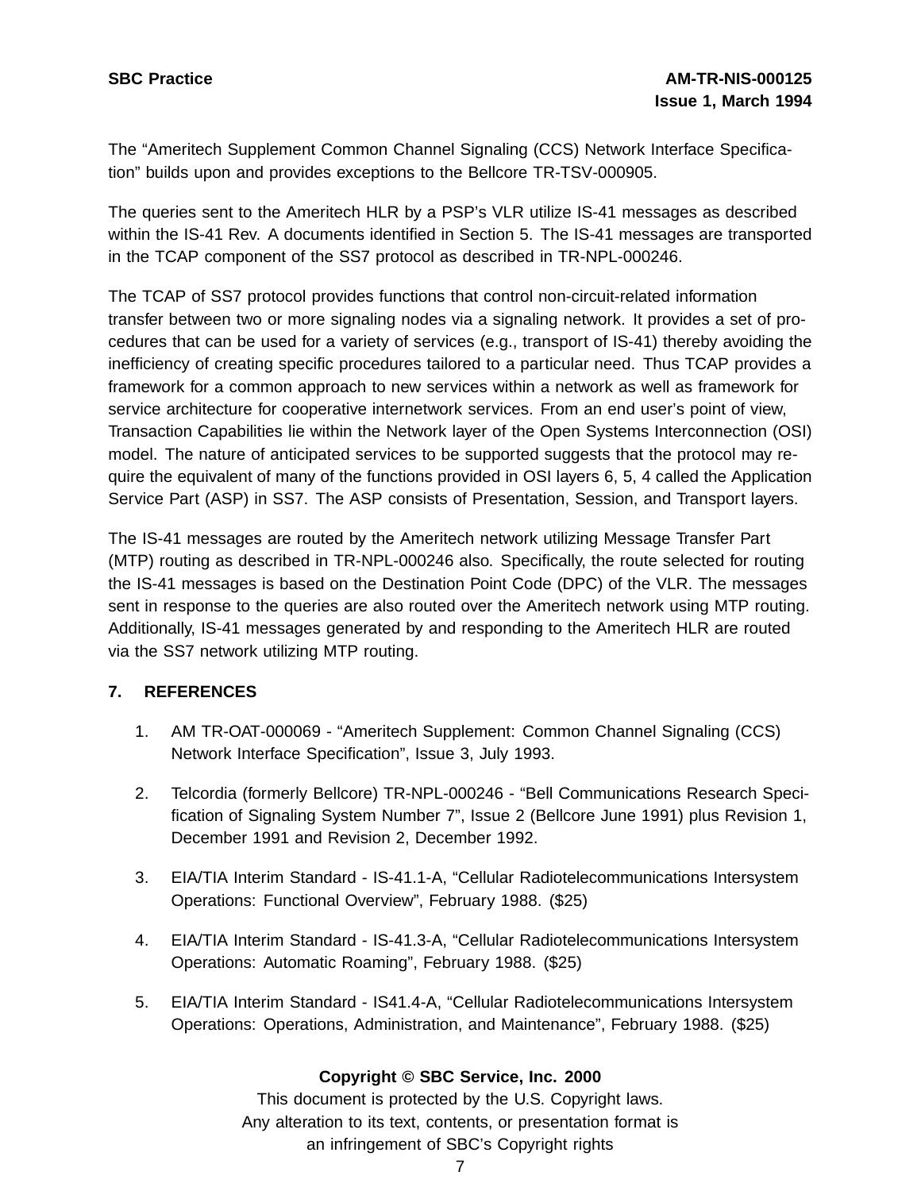The “Ameritech Supplement Common Channel Signaling (CCS) Network Interface Specification” builds upon and provides exceptions to the Bellcore TR-TSV-000905.

The queries sent to the Ameritech HLR by a PSP’s VLR utilize IS-41 messages as described within the IS-41 Rev. A documents identified in Section 5. The IS-41 messages are transported in the TCAP component of the SS7 protocol as described in TR-NPL-000246.

The TCAP of SS7 protocol provides functions that control non-circuit-related information transfer between two or more signaling nodes via a signaling network. It provides a set of procedures that can be used for a variety of services (e.g., transport of IS-41) thereby avoiding the inefficiency of creating specific procedures tailored to a particular need. Thus TCAP provides a framework for a common approach to new services within a network as well as framework for service architecture for cooperative internetwork services. From an end user’s point of view, Transaction Capabilities lie within the Network layer of the Open Systems Interconnection (OSI) model. The nature of anticipated services to be supported suggests that the protocol may require the equivalent of many of the functions provided in OSI layers 6, 5, 4 called the Application Service Part (ASP) in SS7. The ASP consists of Presentation, Session, and Transport layers.

The IS-41 messages are routed by the Ameritech network utilizing Message Transfer Part (MTP) routing as described in TR-NPL-000246 also. Specifically, the route selected for routing the IS-41 messages is based on the Destination Point Code (DPC) of the VLR. The messages sent in response to the queries are also routed over the Ameritech network using MTP routing. Additionally, IS-41 messages generated by and responding to the Ameritech HLR are routed via the SS7 network utilizing MTP routing.

## 7. REFERENCES

1. AM TR-OAT-000069 - “Ameritech Supplement: Common Channel Signaling (CCS) Network Interface Specification”, Issue 3, July 1993.

2. Telcordia (formerly Bellcore) TR-NPL-000246 - “Bell Communications Research Specification of Signaling System Number 7”, Issue 2 (Bellcore June 1991) plus Revision 1, December 1991 and Revision 2, December 1992.

3. EIA/TIA Interim Standard - IS-41.1-A, “Cellular Radiotelecommunications Intersystem Operations: Functional Overview”, February 1988. ($25)

4. EIA/TIA Interim Standard - IS-41.3-A, “Cellular Radiotelecommunications Intersystem Operations: Automatic Roaming”, February 1988. ($25)

5. EIA/TIA Interim Standard - IS41.4-A, “Cellular Radiotelecommunications Intersystem Operations: Operations, Administration, and Maintenance”, February 1988. ($25)

**Copyright © SBC Service, Inc. 2000**

This document is protected by the U.S. Copyright laws.
Any alteration to its text, contents, or presentation format is
an infringement of SBC’s Copyright rights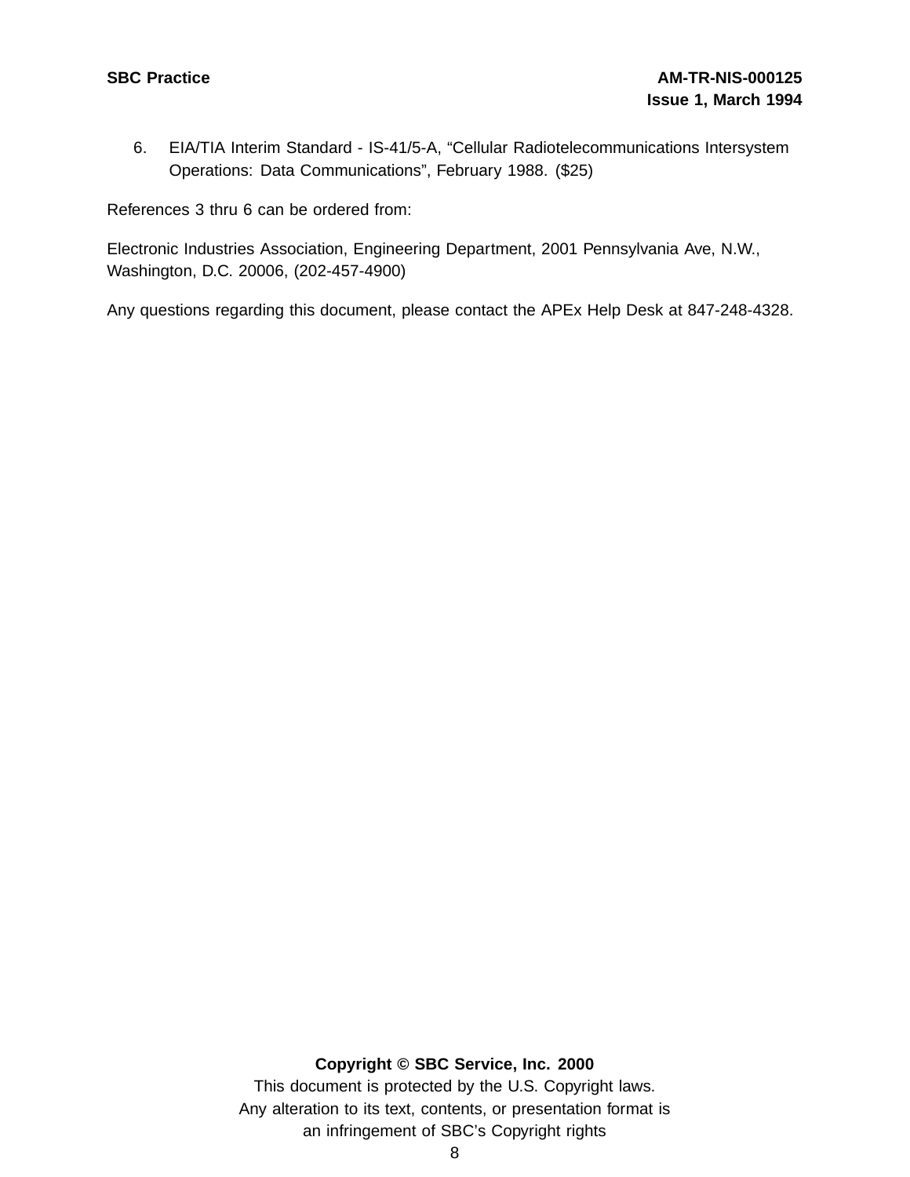6. EIA/TIA Interim Standard - IS-41/5-A, “Cellular Radiotelecommunications Intersystem Operations: Data Communications”, February 1988. ($25)

References 3 thru 6 can be ordered from:

Electronic Industries Association, Engineering Department, 2001 Pennsylvania Ave, N.W., Washington, D.C. 20006, (202-457-4900)

Any questions regarding this document, please contact the APEx Help Desk at 847-248-4328.

**Copyright © SBC Service, Inc. 2000**

This document is protected by the U.S. Copyright laws.
Any alteration to its text, contents, or presentation format is an infringement of SBC’s Copyright rights